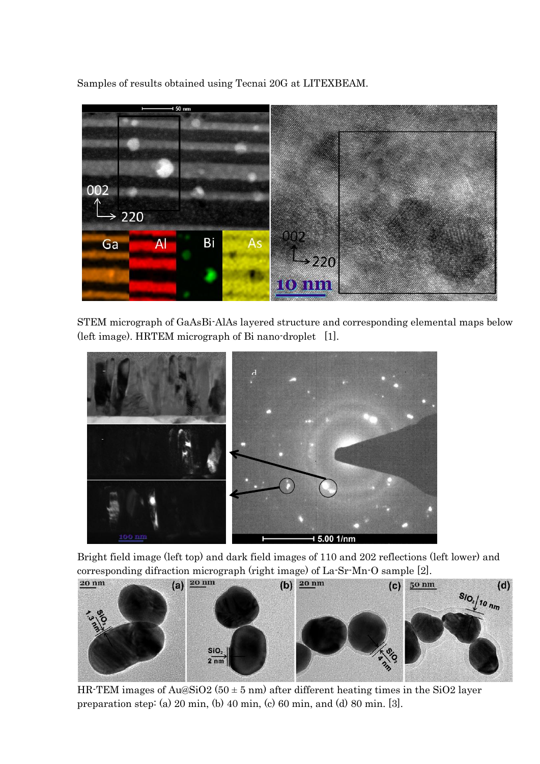Samples of results obtained using Tecnai 20G at LITEXBEAM.

STEM micrograph of GaAsBi-AlAs layered structure and corresponding elemental maps below (left image). HRTEM micrograph of Bi nano-droplet [1].

Bright field image (left top) and dark field images of 110 and 202 reflections (left lower) and corresponding difraction micrograph (right image) of La-Sr-Mn-O sample [2].

HR-TEM images of Au@SiO2 (50 ± 5 nm) after different heating times in the SiO2 layer preparation step: (a) 20 min, (b) 40 min, (c) 60 min, and (d) 80 min. [3].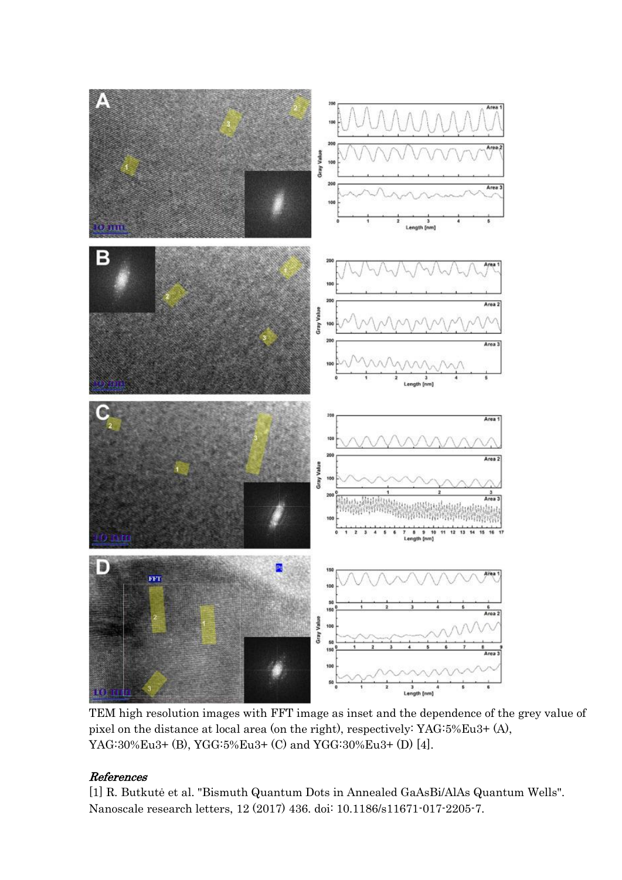TEM high resolution images with FFT image as inset and the dependence of the grey value of pixel on the distance at local area (on the right), respectively: YAG:5%Eu3+ (A), YAG:30%Eu3+ (B), YGG:5%Eu3+ (C) and YGG:30%Eu3+ (D) [4].

## *References*

[1] R. Butkutė et al. "Bismuth Quantum Dots in Annealed GaAsBi/AlAs Quantum Wells". Nanoscale research letters, 12 (2017) 436. doi: 10.1186/s11671-017-2205-7.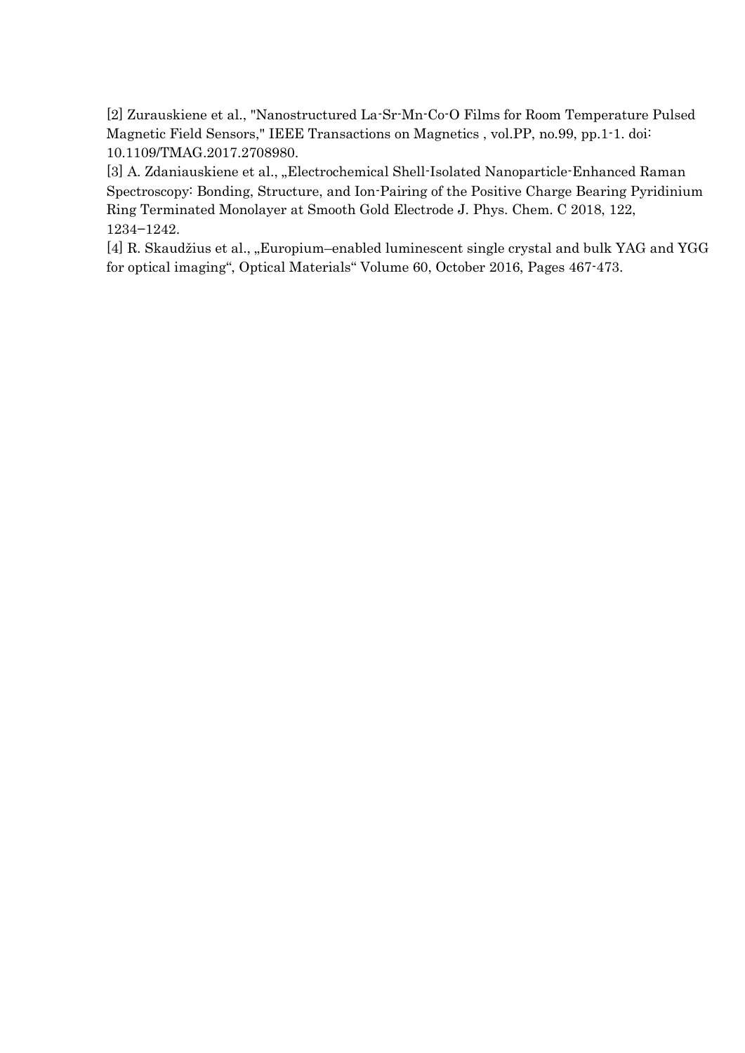[2] Zurauskiene et al., "Nanostructured La-Sr-Mn-Co-O Films for Room Temperature Pulsed Magnetic Field Sensors," IEEE Transactions on Magnetics , vol.PP, no.99, pp.1-1. doi: 10.1109/TMAG.2017.2708980.

[3] A. Zdaniauskiene et al., „Electrochemical Shell-Isolated Nanoparticle-Enhanced Raman Spectroscopy: Bonding, Structure, and Ion-Pairing of the Positive Charge Bearing Pyridinium Ring Terminated Monolayer at Smooth Gold Electrode J. Phys. Chem. C 2018, 122, 1234−1242.

[4] R. Skaudžius et al., „Europium–enabled luminescent single crystal and bulk YAG and YGG for optical imaging", Optical Materials" Volume 60, October 2016, Pages 467-473.